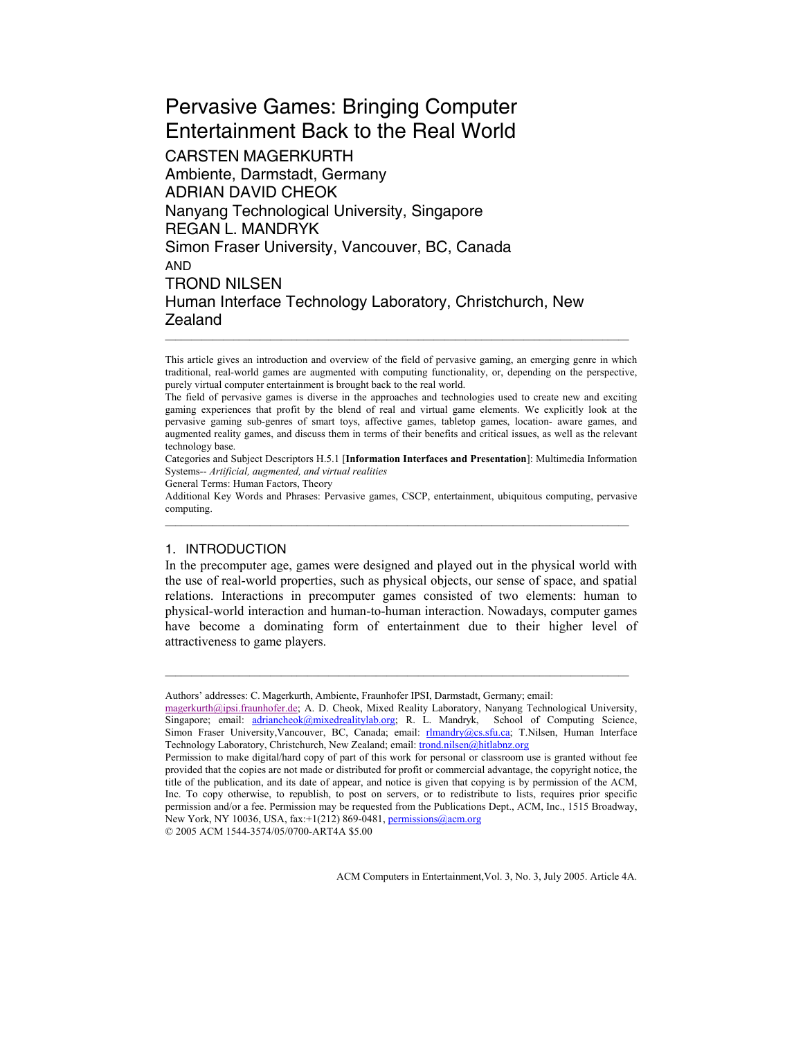# Pervasive Games: Bringing Computer Entertainment Back to the Real World

CARSTEN MAGERKURTH
Ambiente, Darmstadt, Germany
ADRIAN DAVID CHEOK
Nanyang Technological University, Singapore
REGAN L. MANDRYK
Simon Fraser University, Vancouver, BC, Canada
AND
TROND NILSEN
Human Interface Technology Laboratory, Christchurch, New Zealand

---

This article gives an introduction and overview of the field of pervasive gaming, an emerging genre in which traditional, real-world games are augmented with computing functionality, or, depending on the perspective, purely virtual computer entertainment is brought back to the real world.
The field of pervasive games is diverse in the approaches and technologies used to create new and exciting gaming experiences that profit by the blend of real and virtual game elements. We explicitly look at the pervasive gaming sub-genres of smart toys, affective games, tabletop games, location- aware games, and augmented reality games, and discuss them in terms of their benefits and critical issues, as well as the relevant technology base.
Categories and Subject Descriptors H.5.1 [**Information Interfaces and Presentation**]: Multimedia Information Systems-- *Artificial, augmented, and virtual realities*
General Terms: Human Factors, Theory
Additional Key Words and Phrases: Pervasive games, CSCP, entertainment, ubiquitous computing, pervasive computing.

---

## 1. INTRODUCTION

In the precomputer age, games were designed and played out in the physical world with the use of real-world properties, such as physical objects, our sense of space, and spatial relations. Interactions in precomputer games consisted of two elements: human to physical-world interaction and human-to-human interaction. Nowadays, computer games have become a dominating form of entertainment due to their higher level of attractiveness to game players.

---

Authors' addresses: C. Magerkurth, Ambiente, Fraunhofer IPSI, Darmstadt, Germany; email: magerkurth@ipsi.fraunhofer.de; A. D. Cheok, Mixed Reality Laboratory, Nanyang Technological University, Singapore; email: adriancheok@mixedrealitylab.org; R. L. Mandryk, School of Computing Science, Simon Fraser University,Vancouver, BC, Canada; email: rlmandry@cs.sfu.ca; T.Nilsen, Human Interface Technology Laboratory, Christchurch, New Zealand; email: trond.nilsen@hitlabnz.org
Permission to make digital/hard copy of part of this work for personal or classroom use is granted without fee provided that the copies are not made or distributed for profit or commercial advantage, the copyright notice, the title of the publication, and its date of appear, and notice is given that copying is by permission of the ACM, Inc. To copy otherwise, to republish, to post on servers, or to redistribute to lists, requires prior specific permission and/or a fee. Permission may be requested from the Publications Dept., ACM, Inc., 1515 Broadway, New York, NY 10036, USA, fax:+1(212) 869-0481, permissions@acm.org
© 2005 ACM 1544-3574/05/0700-ART4A $5.00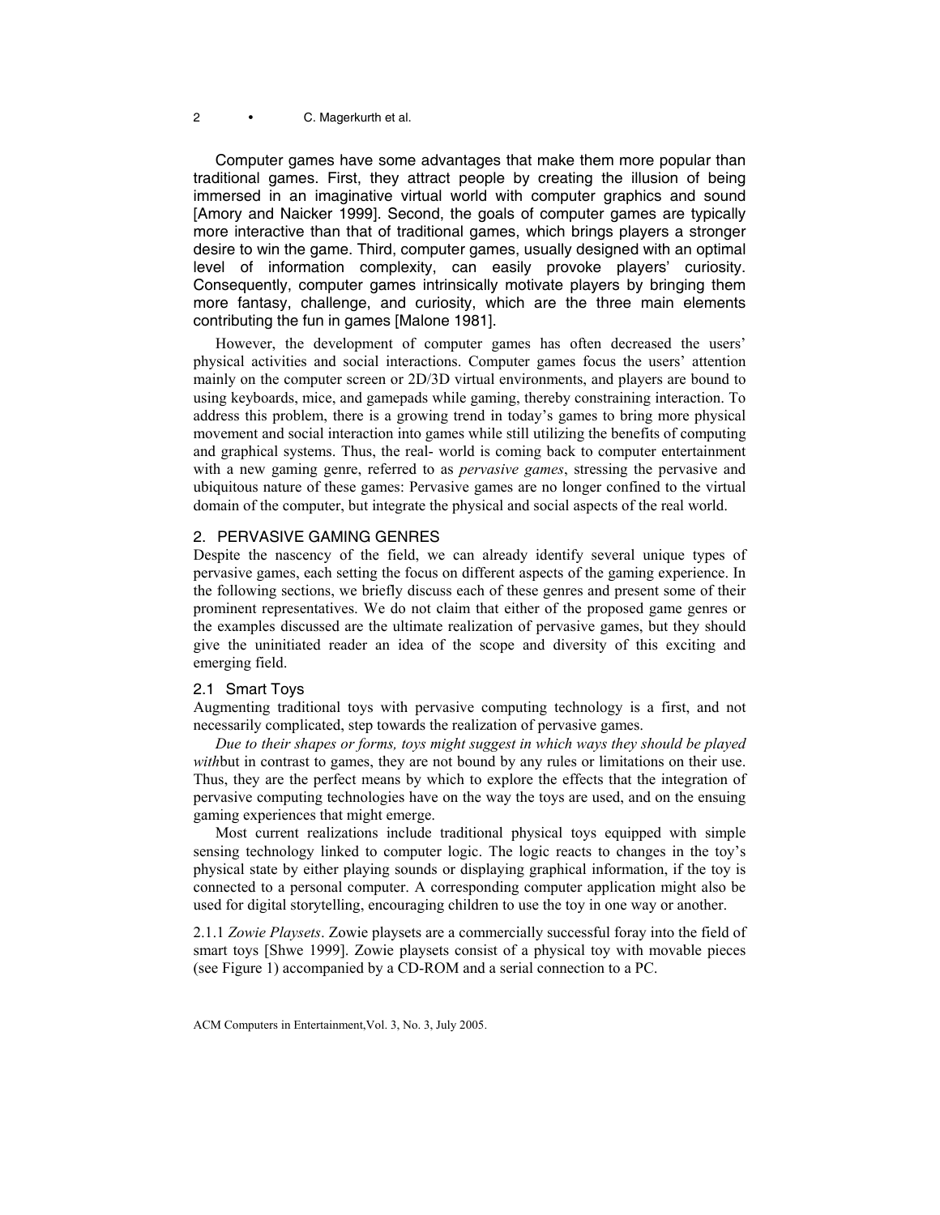Computer games have some advantages that make them more popular than traditional games. First, they attract people by creating the illusion of being immersed in an imaginative virtual world with computer graphics and sound [Amory and Naicker 1999]. Second, the goals of computer games are typically more interactive than that of traditional games, which brings players a stronger desire to win the game. Third, computer games, usually designed with an optimal level of information complexity, can easily provoke players' curiosity. Consequently, computer games intrinsically motivate players by bringing them more fantasy, challenge, and curiosity, which are the three main elements contributing the fun in games [Malone 1981].

However, the development of computer games has often decreased the users' physical activities and social interactions. Computer games focus the users' attention mainly on the computer screen or 2D/3D virtual environments, and players are bound to using keyboards, mice, and gamepads while gaming, thereby constraining interaction. To address this problem, there is a growing trend in today's games to bring more physical movement and social interaction into games while still utilizing the benefits of computing and graphical systems. Thus, the real- world is coming back to computer entertainment with a new gaming genre, referred to as *pervasive games*, stressing the pervasive and ubiquitous nature of these games: Pervasive games are no longer confined to the virtual domain of the computer, but integrate the physical and social aspects of the real world.

## 2. PERVASIVE GAMING GENRES

Despite the nascency of the field, we can already identify several unique types of pervasive games, each setting the focus on different aspects of the gaming experience. In the following sections, we briefly discuss each of these genres and present some of their prominent representatives. We do not claim that either of the proposed game genres or the examples discussed are the ultimate realization of pervasive games, but they should give the uninitiated reader an idea of the scope and diversity of this exciting and emerging field.

### 2.1 Smart Toys

Augmenting traditional toys with pervasive computing technology is a first, and not necessarily complicated, step towards the realization of pervasive games.

*Due to their shapes or forms, toys might suggest in which ways they should be played with*but in contrast to games, they are not bound by any rules or limitations on their use. Thus, they are the perfect means by which to explore the effects that the integration of pervasive computing technologies have on the way the toys are used, and on the ensuing gaming experiences that might emerge.

Most current realizations include traditional physical toys equipped with simple sensing technology linked to computer logic. The logic reacts to changes in the toy's physical state by either playing sounds or displaying graphical information, if the toy is connected to a personal computer. A corresponding computer application might also be used for digital storytelling, encouraging children to use the toy in one way or another.

2.1.1 *Zowie Playsets*. Zowie playsets are a commercially successful foray into the field of smart toys [Shwe 1999]. Zowie playsets consist of a physical toy with movable pieces (see Figure 1) accompanied by a CD-ROM and a serial connection to a PC.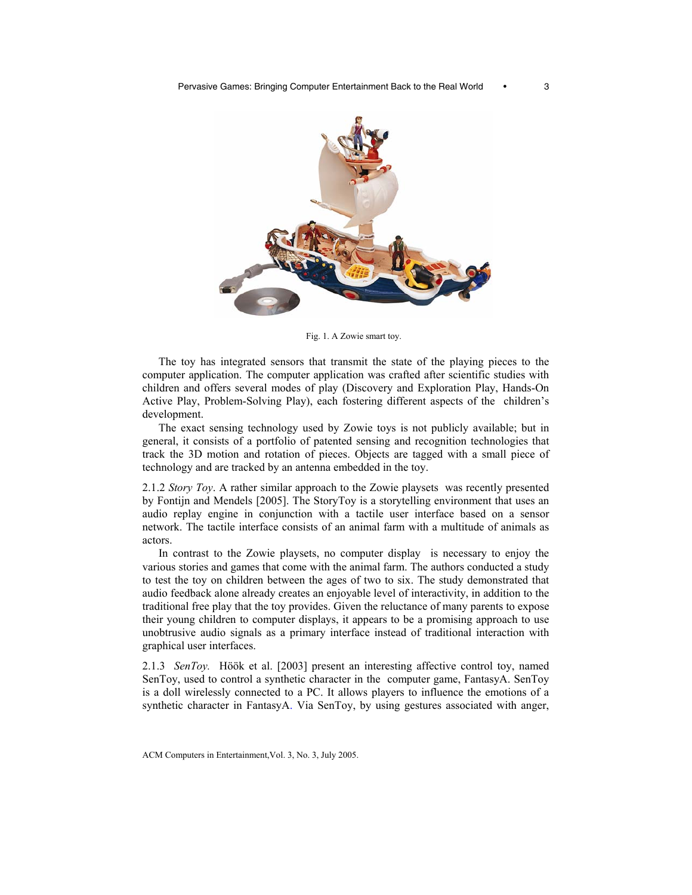Fig. 1. A Zowie smart toy.

The toy has integrated sensors that transmit the state of the playing pieces to the computer application. The computer application was crafted after scientific studies with children and offers several modes of play (Discovery and Exploration Play, Hands-On Active Play, Problem-Solving Play), each fostering different aspects of the children's development.

The exact sensing technology used by Zowie toys is not publicly available; but in general, it consists of a portfolio of patented sensing and recognition technologies that track the 3D motion and rotation of pieces. Objects are tagged with a small piece of technology and are tracked by an antenna embedded in the toy.

2.1.2 *Story Toy*. A rather similar approach to the Zowie playsets was recently presented by Fontijn and Mendels [2005]. The StoryToy is a storytelling environment that uses an audio replay engine in conjunction with a tactile user interface based on a sensor network. The tactile interface consists of an animal farm with a multitude of animals as actors.

In contrast to the Zowie playsets, no computer display is necessary to enjoy the various stories and games that come with the animal farm. The authors conducted a study to test the toy on children between the ages of two to six. The study demonstrated that audio feedback alone already creates an enjoyable level of interactivity, in addition to the traditional free play that the toy provides. Given the reluctance of many parents to expose their young children to computer displays, it appears to be a promising approach to use unobtrusive audio signals as a primary interface instead of traditional interaction with graphical user interfaces.

2.1.3 *SenToy.* Höök et al. [2003] present an interesting affective control toy, named SenToy, used to control a synthetic character in the computer game, FantasyA. SenToy is a doll wirelessly connected to a PC. It allows players to influence the emotions of a synthetic character in FantasyA. Via SenToy, by using gestures associated with anger,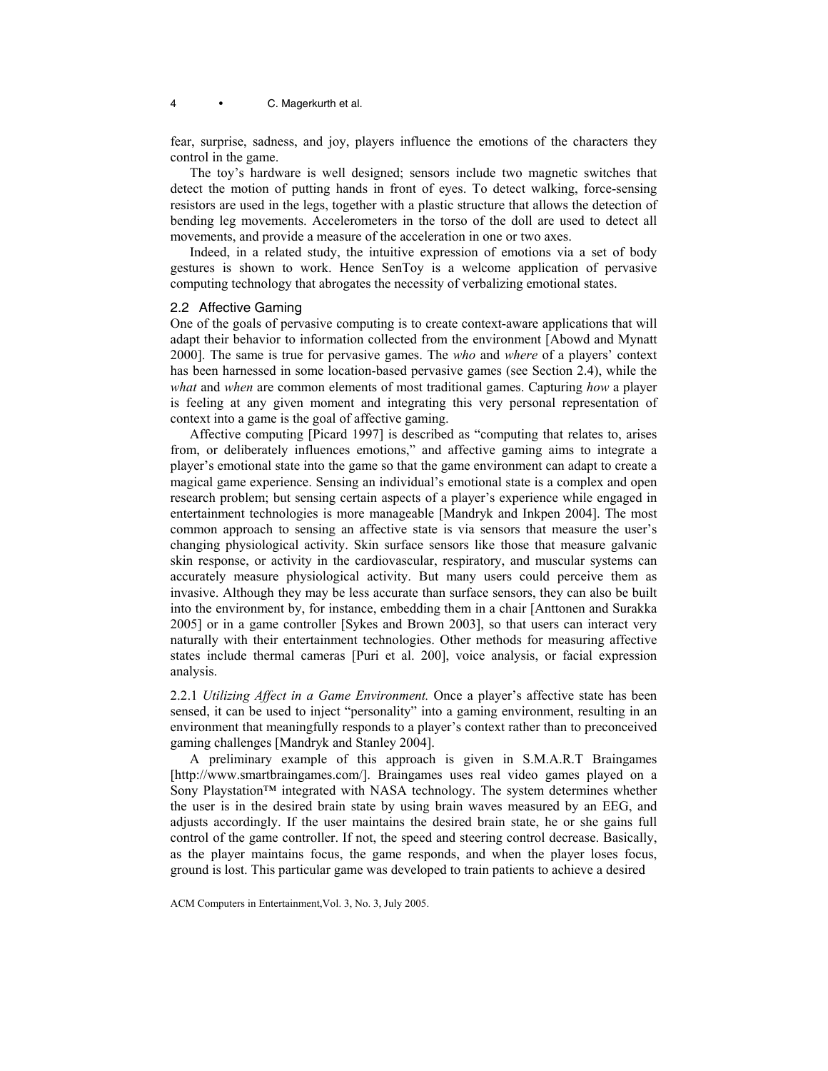fear, surprise, sadness, and joy, players influence the emotions of the characters they control in the game.

The toy's hardware is well designed; sensors include two magnetic switches that detect the motion of putting hands in front of eyes. To detect walking, force-sensing resistors are used in the legs, together with a plastic structure that allows the detection of bending leg movements. Accelerometers in the torso of the doll are used to detect all movements, and provide a measure of the acceleration in one or two axes.

Indeed, in a related study, the intuitive expression of emotions via a set of body gestures is shown to work. Hence SenToy is a welcome application of pervasive computing technology that abrogates the necessity of verbalizing emotional states.

### 2.2 Affective Gaming

One of the goals of pervasive computing is to create context-aware applications that will adapt their behavior to information collected from the environment [Abowd and Mynatt 2000]. The same is true for pervasive games. The *who* and *where* of a players' context has been harnessed in some location-based pervasive games (see Section 2.4), while the *what* and *when* are common elements of most traditional games. Capturing *how* a player is feeling at any given moment and integrating this very personal representation of context into a game is the goal of affective gaming.

Affective computing [Picard 1997] is described as "computing that relates to, arises from, or deliberately influences emotions," and affective gaming aims to integrate a player's emotional state into the game so that the game environment can adapt to create a magical game experience. Sensing an individual's emotional state is a complex and open research problem; but sensing certain aspects of a player's experience while engaged in entertainment technologies is more manageable [Mandryk and Inkpen 2004]. The most common approach to sensing an affective state is via sensors that measure the user's changing physiological activity. Skin surface sensors like those that measure galvanic skin response, or activity in the cardiovascular, respiratory, and muscular systems can accurately measure physiological activity. But many users could perceive them as invasive. Although they may be less accurate than surface sensors, they can also be built into the environment by, for instance, embedding them in a chair [Anttonen and Surakka 2005] or in a game controller [Sykes and Brown 2003], so that users can interact very naturally with their entertainment technologies. Other methods for measuring affective states include thermal cameras [Puri et al. 200], voice analysis, or facial expression analysis.

2.2.1 *Utilizing Affect in a Game Environment.* Once a player's affective state has been sensed, it can be used to inject "personality" into a gaming environment, resulting in an environment that meaningfully responds to a player's context rather than to preconceived gaming challenges [Mandryk and Stanley 2004].

A preliminary example of this approach is given in S.M.A.R.T Braingames [http://www.smartbraingames.com/]. Braingames uses real video games played on a Sony Playstation™ integrated with NASA technology. The system determines whether the user is in the desired brain state by using brain waves measured by an EEG, and adjusts accordingly. If the user maintains the desired brain state, he or she gains full control of the game controller. If not, the speed and steering control decrease. Basically, as the player maintains focus, the game responds, and when the player loses focus, ground is lost. This particular game was developed to train patients to achieve a desired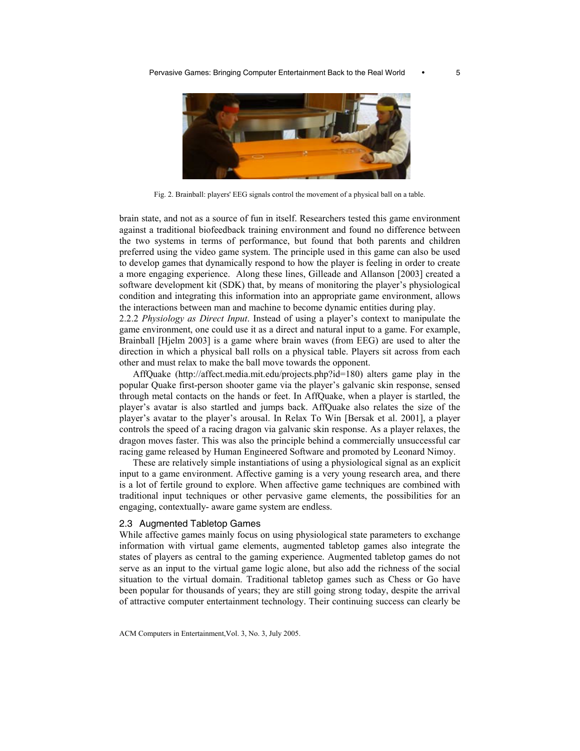Fig. 2. Brainball: players' EEG signals control the movement of a physical ball on a table.

brain state, and not as a source of fun in itself. Researchers tested this game environment against a traditional biofeedback training environment and found no difference between the two systems in terms of performance, but found that both parents and children preferred using the video game system. The principle used in this game can also be used to develop games that dynamically respond to how the player is feeling in order to create a more engaging experience. Along these lines, Gilleade and Allanson [2003] created a software development kit (SDK) that, by means of monitoring the player's physiological condition and integrating this information into an appropriate game environment, allows the interactions between man and machine to become dynamic entities during play.

2.2.2 *Physiology as Direct Input*. Instead of using a player's context to manipulate the game environment, one could use it as a direct and natural input to a game. For example, Brainball [Hjelm 2003] is a game where brain waves (from EEG) are used to alter the direction in which a physical ball rolls on a physical table. Players sit across from each other and must relax to make the ball move towards the opponent.

AffQuake (http://affect.media.mit.edu/projects.php?id=180) alters game play in the popular Quake first-person shooter game via the player's galvanic skin response, sensed through metal contacts on the hands or feet. In AffQuake, when a player is startled, the player's avatar is also startled and jumps back. AffQuake also relates the size of the player's avatar to the player's arousal. In Relax To Win [Bersak et al. 2001], a player controls the speed of a racing dragon via galvanic skin response. As a player relaxes, the dragon moves faster. This was also the principle behind a commercially unsuccessful car racing game released by Human Engineered Software and promoted by Leonard Nimoy.

These are relatively simple instantiations of using a physiological signal as an explicit input to a game environment. Affective gaming is a very young research area, and there is a lot of fertile ground to explore. When affective game techniques are combined with traditional input techniques or other pervasive game elements, the possibilities for an engaging, contextually- aware game system are endless.

### 2.3 Augmented Tabletop Games

While affective games mainly focus on using physiological state parameters to exchange information with virtual game elements, augmented tabletop games also integrate the states of players as central to the gaming experience. Augmented tabletop games do not serve as an input to the virtual game logic alone, but also add the richness of the social situation to the virtual domain. Traditional tabletop games such as Chess or Go have been popular for thousands of years; they are still going strong today, despite the arrival of attractive computer entertainment technology. Their continuing success can clearly be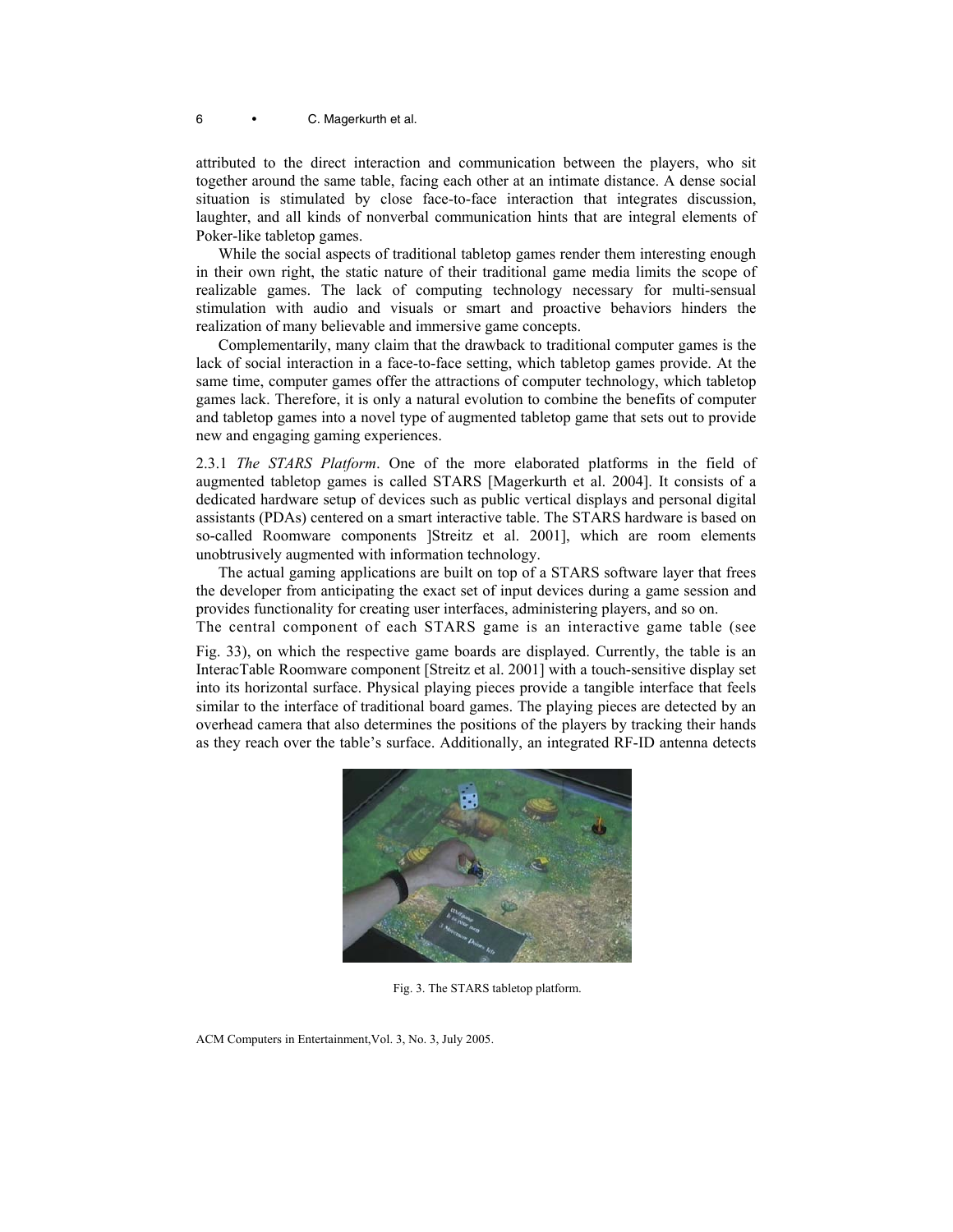attributed to the direct interaction and communication between the players, who sit together around the same table, facing each other at an intimate distance. A dense social situation is stimulated by close face-to-face interaction that integrates discussion, laughter, and all kinds of nonverbal communication hints that are integral elements of Poker-like tabletop games.

While the social aspects of traditional tabletop games render them interesting enough in their own right, the static nature of their traditional game media limits the scope of realizable games. The lack of computing technology necessary for multi-sensual stimulation with audio and visuals or smart and proactive behaviors hinders the realization of many believable and immersive game concepts.

Complementarily, many claim that the drawback to traditional computer games is the lack of social interaction in a face-to-face setting, which tabletop games provide. At the same time, computer games offer the attractions of computer technology, which tabletop games lack. Therefore, it is only a natural evolution to combine the benefits of computer and tabletop games into a novel type of augmented tabletop game that sets out to provide new and engaging gaming experiences.

2.3.1 *The STARS Platform*. One of the more elaborated platforms in the field of augmented tabletop games is called STARS [Magerkurth et al. 2004]. It consists of a dedicated hardware setup of devices such as public vertical displays and personal digital assistants (PDAs) centered on a smart interactive table. The STARS hardware is based on so-called Roomware components ]Streitz et al. 2001], which are room elements unobtrusively augmented with information technology.

The actual gaming applications are built on top of a STARS software layer that frees the developer from anticipating the exact set of input devices during a game session and provides functionality for creating user interfaces, administering players, and so on.

The central component of each STARS game is an interactive game table (see Fig. 33), on which the respective game boards are displayed. Currently, the table is an InteracTable Roomware component [Streitz et al. 2001] with a touch-sensitive display set into its horizontal surface. Physical playing pieces provide a tangible interface that feels similar to the interface of traditional board games. The playing pieces are detected by an overhead camera that also determines the positions of the players by tracking their hands as they reach over the table's surface. Additionally, an integrated RF-ID antenna detects

Fig. 3. The STARS tabletop platform.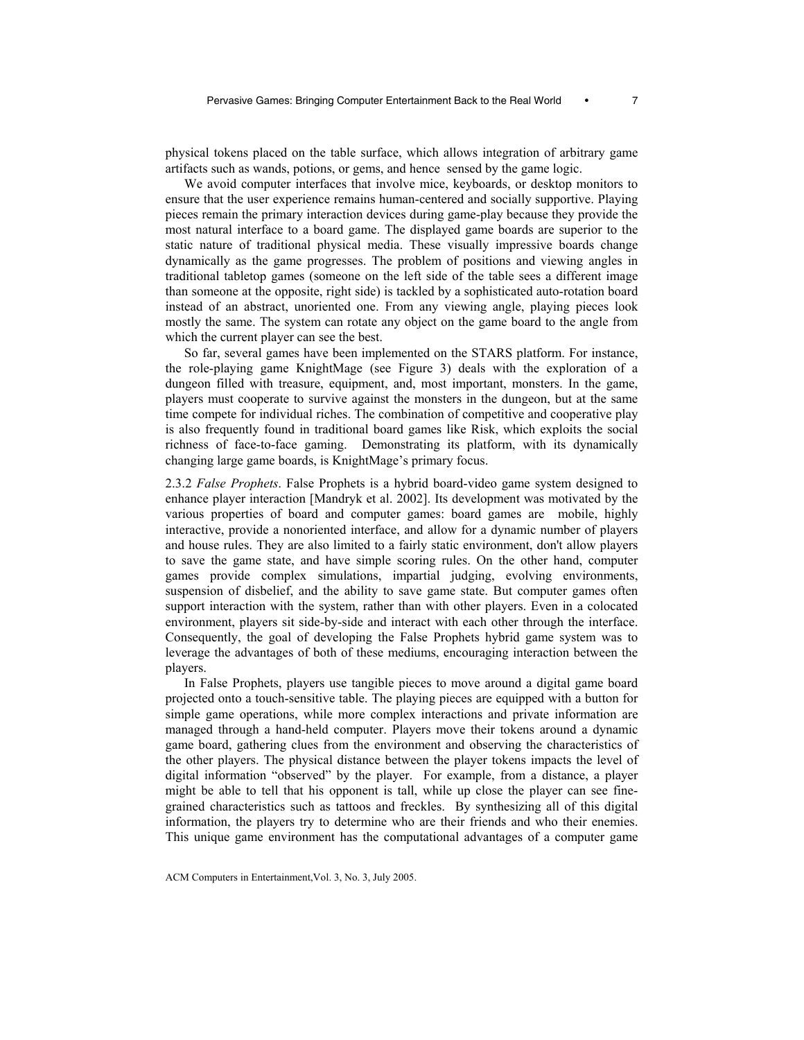physical tokens placed on the table surface, which allows integration of arbitrary game artifacts such as wands, potions, or gems, and hence sensed by the game logic.

We avoid computer interfaces that involve mice, keyboards, or desktop monitors to ensure that the user experience remains human-centered and socially supportive. Playing pieces remain the primary interaction devices during game-play because they provide the most natural interface to a board game. The displayed game boards are superior to the static nature of traditional physical media. These visually impressive boards change dynamically as the game progresses. The problem of positions and viewing angles in traditional tabletop games (someone on the left side of the table sees a different image than someone at the opposite, right side) is tackled by a sophisticated auto-rotation board instead of an abstract, unoriented one. From any viewing angle, playing pieces look mostly the same. The system can rotate any object on the game board to the angle from which the current player can see the best.

So far, several games have been implemented on the STARS platform. For instance, the role-playing game KnightMage (see Figure 3) deals with the exploration of a dungeon filled with treasure, equipment, and, most important, monsters. In the game, players must cooperate to survive against the monsters in the dungeon, but at the same time compete for individual riches. The combination of competitive and cooperative play is also frequently found in traditional board games like Risk, which exploits the social richness of face-to-face gaming. Demonstrating its platform, with its dynamically changing large game boards, is KnightMage's primary focus.

2.3.2 *False Prophets*. False Prophets is a hybrid board-video game system designed to enhance player interaction [Mandryk et al. 2002]. Its development was motivated by the various properties of board and computer games: board games are mobile, highly interactive, provide a nonoriented interface, and allow for a dynamic number of players and house rules. They are also limited to a fairly static environment, don't allow players to save the game state, and have simple scoring rules. On the other hand, computer games provide complex simulations, impartial judging, evolving environments, suspension of disbelief, and the ability to save game state. But computer games often support interaction with the system, rather than with other players. Even in a colocated environment, players sit side-by-side and interact with each other through the interface. Consequently, the goal of developing the False Prophets hybrid game system was to leverage the advantages of both of these mediums, encouraging interaction between the players.

In False Prophets, players use tangible pieces to move around a digital game board projected onto a touch-sensitive table. The playing pieces are equipped with a button for simple game operations, while more complex interactions and private information are managed through a hand-held computer. Players move their tokens around a dynamic game board, gathering clues from the environment and observing the characteristics of the other players. The physical distance between the player tokens impacts the level of digital information "observed" by the player. For example, from a distance, a player might be able to tell that his opponent is tall, while up close the player can see fine-grained characteristics such as tattoos and freckles. By synthesizing all of this digital information, the players try to determine who are their friends and who their enemies. This unique game environment has the computational advantages of a computer game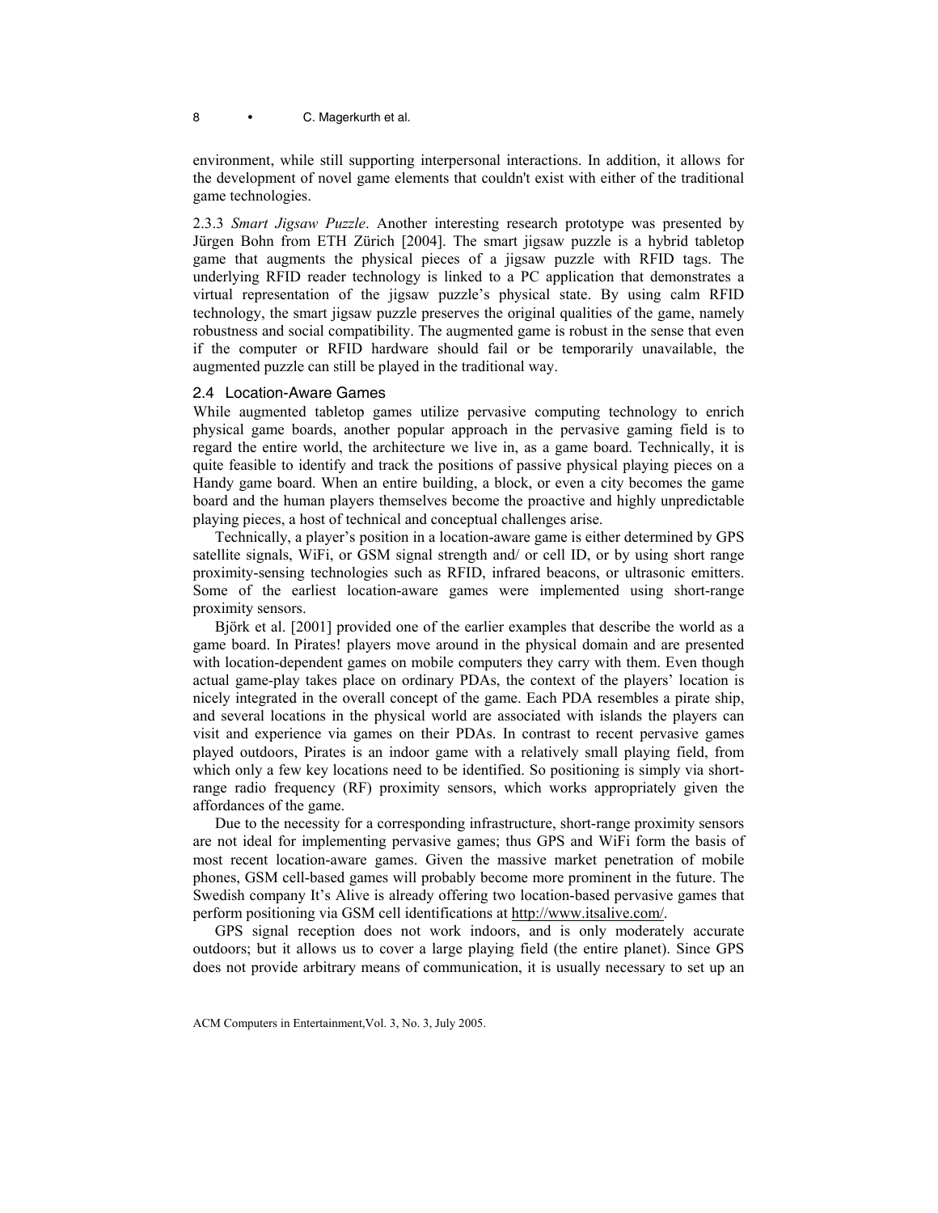environment, while still supporting interpersonal interactions. In addition, it allows for the development of novel game elements that couldn't exist with either of the traditional game technologies.

2.3.3 *Smart Jigsaw Puzzle*. Another interesting research prototype was presented by Jürgen Bohn from ETH Zürich [2004]. The smart jigsaw puzzle is a hybrid tabletop game that augments the physical pieces of a jigsaw puzzle with RFID tags. The underlying RFID reader technology is linked to a PC application that demonstrates a virtual representation of the jigsaw puzzle's physical state. By using calm RFID technology, the smart jigsaw puzzle preserves the original qualities of the game, namely robustness and social compatibility. The augmented game is robust in the sense that even if the computer or RFID hardware should fail or be temporarily unavailable, the augmented puzzle can still be played in the traditional way.

## 2.4 Location-Aware Games

While augmented tabletop games utilize pervasive computing technology to enrich physical game boards, another popular approach in the pervasive gaming field is to regard the entire world, the architecture we live in, as a game board. Technically, it is quite feasible to identify and track the positions of passive physical playing pieces on a Handy game board. When an entire building, a block, or even a city becomes the game board and the human players themselves become the proactive and highly unpredictable playing pieces, a host of technical and conceptual challenges arise.

Technically, a player's position in a location-aware game is either determined by GPS satellite signals, WiFi, or GSM signal strength and/ or cell ID, or by using short range proximity-sensing technologies such as RFID, infrared beacons, or ultrasonic emitters. Some of the earliest location-aware games were implemented using short-range proximity sensors.

Björk et al. [2001] provided one of the earlier examples that describe the world as a game board. In Pirates! players move around in the physical domain and are presented with location-dependent games on mobile computers they carry with them. Even though actual game-play takes place on ordinary PDAs, the context of the players' location is nicely integrated in the overall concept of the game. Each PDA resembles a pirate ship, and several locations in the physical world are associated with islands the players can visit and experience via games on their PDAs. In contrast to recent pervasive games played outdoors, Pirates is an indoor game with a relatively small playing field, from which only a few key locations need to be identified. So positioning is simply via short-range radio frequency (RF) proximity sensors, which works appropriately given the affordances of the game.

Due to the necessity for a corresponding infrastructure, short-range proximity sensors are not ideal for implementing pervasive games; thus GPS and WiFi form the basis of most recent location-aware games. Given the massive market penetration of mobile phones, GSM cell-based games will probably become more prominent in the future. The Swedish company It's Alive is already offering two location-based pervasive games that perform positioning via GSM cell identifications at http://www.itsalive.com/.

GPS signal reception does not work indoors, and is only moderately accurate outdoors; but it allows us to cover a large playing field (the entire planet). Since GPS does not provide arbitrary means of communication, it is usually necessary to set up an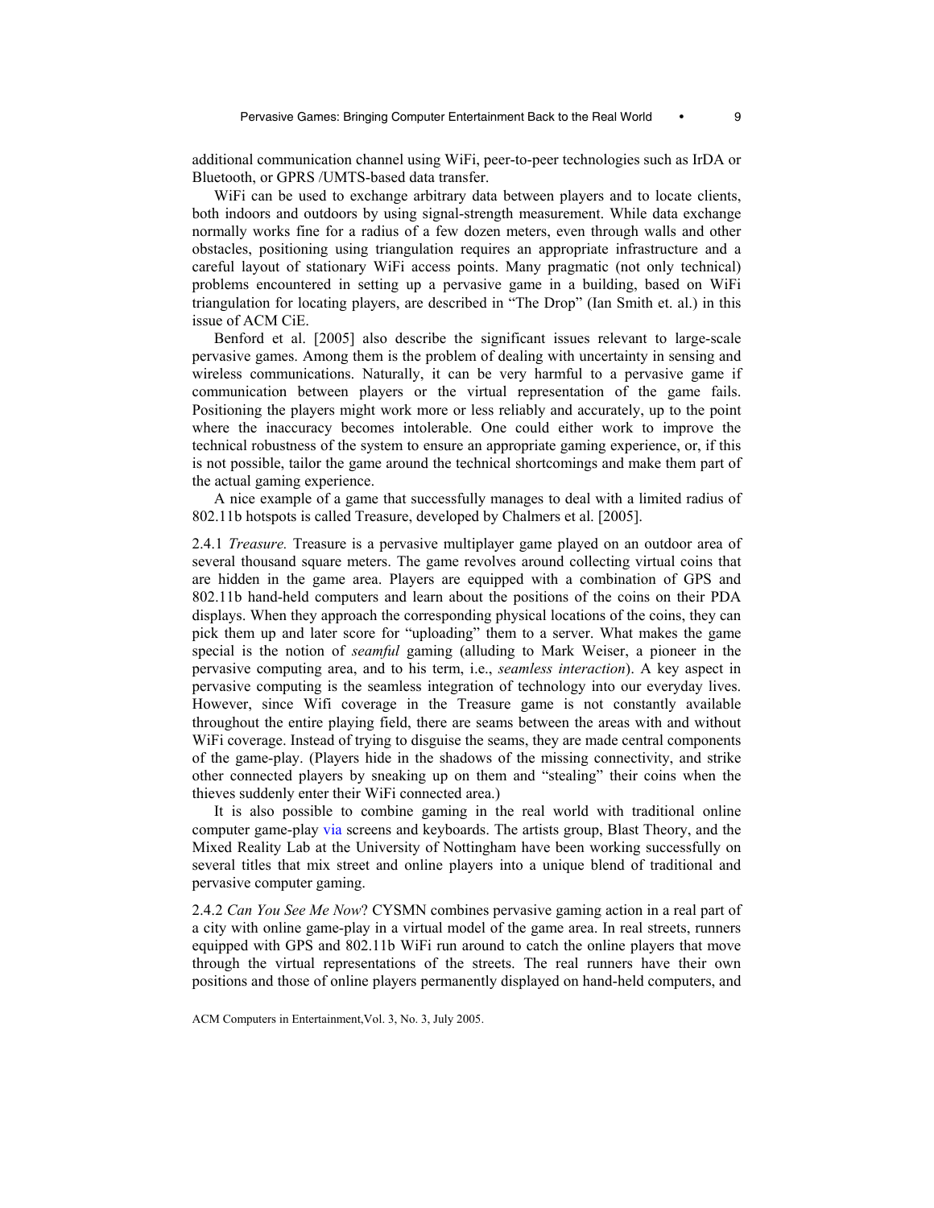additional communication channel using WiFi, peer-to-peer technologies such as IrDA or Bluetooth, or GPRS /UMTS-based data transfer.

WiFi can be used to exchange arbitrary data between players and to locate clients, both indoors and outdoors by using signal-strength measurement. While data exchange normally works fine for a radius of a few dozen meters, even through walls and other obstacles, positioning using triangulation requires an appropriate infrastructure and a careful layout of stationary WiFi access points. Many pragmatic (not only technical) problems encountered in setting up a pervasive game in a building, based on WiFi triangulation for locating players, are described in "The Drop" (Ian Smith et. al.) in this issue of ACM CiE.

Benford et al. [2005] also describe the significant issues relevant to large-scale pervasive games. Among them is the problem of dealing with uncertainty in sensing and wireless communications. Naturally, it can be very harmful to a pervasive game if communication between players or the virtual representation of the game fails. Positioning the players might work more or less reliably and accurately, up to the point where the inaccuracy becomes intolerable. One could either work to improve the technical robustness of the system to ensure an appropriate gaming experience, or, if this is not possible, tailor the game around the technical shortcomings and make them part of the actual gaming experience.

A nice example of a game that successfully manages to deal with a limited radius of 802.11b hotspots is called Treasure, developed by Chalmers et al. [2005].

2.4.1 *Treasure.* Treasure is a pervasive multiplayer game played on an outdoor area of several thousand square meters. The game revolves around collecting virtual coins that are hidden in the game area. Players are equipped with a combination of GPS and 802.11b hand-held computers and learn about the positions of the coins on their PDA displays. When they approach the corresponding physical locations of the coins, they can pick them up and later score for "uploading" them to a server. What makes the game special is the notion of *seamful* gaming (alluding to Mark Weiser, a pioneer in the pervasive computing area, and to his term, i.e., *seamless interaction*). A key aspect in pervasive computing is the seamless integration of technology into our everyday lives. However, since Wifi coverage in the Treasure game is not constantly available throughout the entire playing field, there are seams between the areas with and without WiFi coverage. Instead of trying to disguise the seams, they are made central components of the game-play. (Players hide in the shadows of the missing connectivity, and strike other connected players by sneaking up on them and "stealing" their coins when the thieves suddenly enter their WiFi connected area.)

It is also possible to combine gaming in the real world with traditional online computer game-play via screens and keyboards. The artists group, Blast Theory, and the Mixed Reality Lab at the University of Nottingham have been working successfully on several titles that mix street and online players into a unique blend of traditional and pervasive computer gaming.

2.4.2 *Can You See Me Now*? CYSMN combines pervasive gaming action in a real part of a city with online game-play in a virtual model of the game area. In real streets, runners equipped with GPS and 802.11b WiFi run around to catch the online players that move through the virtual representations of the streets. The real runners have their own positions and those of online players permanently displayed on hand-held computers, and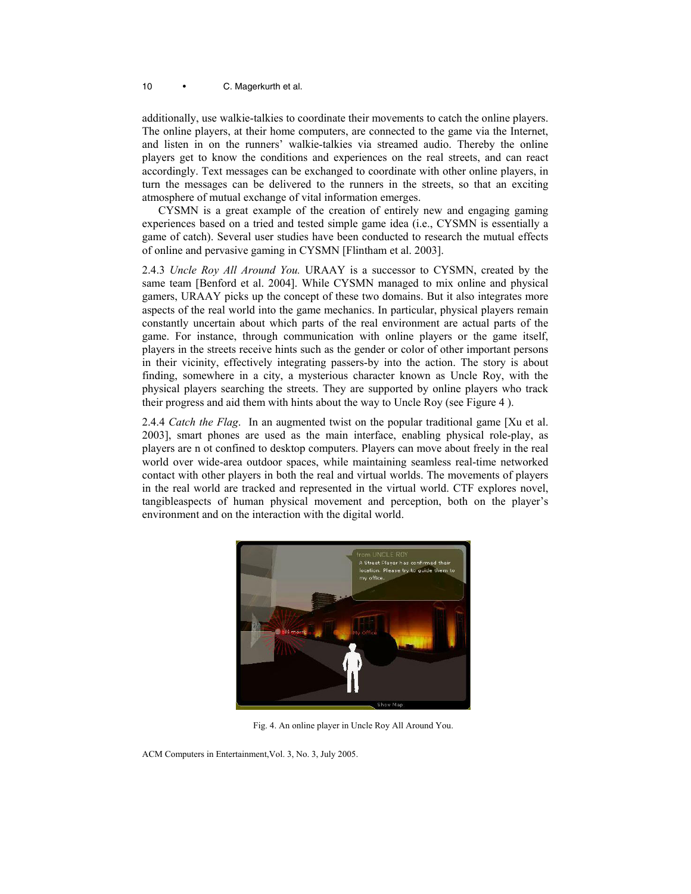additionally, use walkie-talkies to coordinate their movements to catch the online players. The online players, at their home computers, are connected to the game via the Internet, and listen in on the runners' walkie-talkies via streamed audio. Thereby the online players get to know the conditions and experiences on the real streets, and can react accordingly. Text messages can be exchanged to coordinate with other online players, in turn the messages can be delivered to the runners in the streets, so that an exciting atmosphere of mutual exchange of vital information emerges.

CYSMN is a great example of the creation of entirely new and engaging gaming experiences based on a tried and tested simple game idea (i.e., CYSMN is essentially a game of catch). Several user studies have been conducted to research the mutual effects of online and pervasive gaming in CYSMN [Flintham et al. 2003].

2.4.3 *Uncle Roy All Around You.* URAAY is a successor to CYSMN, created by the same team [Benford et al. 2004]. While CYSMN managed to mix online and physical gamers, URAAY picks up the concept of these two domains. But it also integrates more aspects of the real world into the game mechanics. In particular, physical players remain constantly uncertain about which parts of the real environment are actual parts of the game. For instance, through communication with online players or the game itself, players in the streets receive hints such as the gender or color of other important persons in their vicinity, effectively integrating passers-by into the action. The story is about finding, somewhere in a city, a mysterious character known as Uncle Roy, with the physical players searching the streets. They are supported by online players who track their progress and aid them with hints about the way to Uncle Roy (see Figure 4 ).

2.4.4 *Catch the Flag*. In an augmented twist on the popular traditional game [Xu et al. 2003], smart phones are used as the main interface, enabling physical role-play, as players are n ot confined to desktop computers. Players can move about freely in the real world over wide-area outdoor spaces, while maintaining seamless real-time networked contact with other players in both the real and virtual worlds. The movements of players in the real world are tracked and represented in the virtual world. CTF explores novel, tangibleaspects of human physical movement and perception, both on the player's environment and on the interaction with the digital world.

Fig. 4. An online player in Uncle Roy All Around You.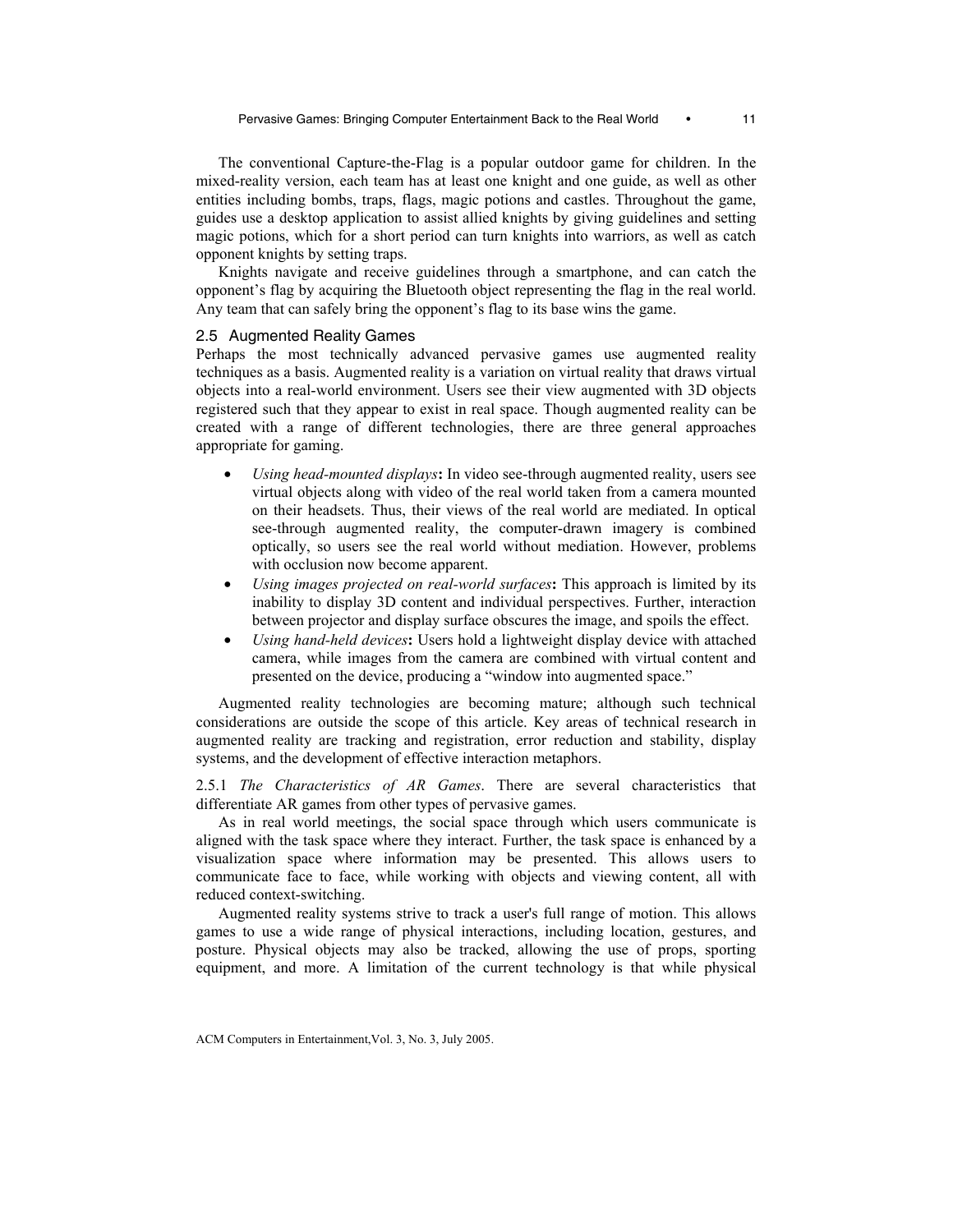The conventional Capture-the-Flag is a popular outdoor game for children. In the mixed-reality version, each team has at least one knight and one guide, as well as other entities including bombs, traps, flags, magic potions and castles. Throughout the game, guides use a desktop application to assist allied knights by giving guidelines and setting magic potions, which for a short period can turn knights into warriors, as well as catch opponent knights by setting traps.

Knights navigate and receive guidelines through a smartphone, and can catch the opponent's flag by acquiring the Bluetooth object representing the flag in the real world. Any team that can safely bring the opponent's flag to its base wins the game.

## 2.5 Augmented Reality Games

Perhaps the most technically advanced pervasive games use augmented reality techniques as a basis. Augmented reality is a variation on virtual reality that draws virtual objects into a real-world environment. Users see their view augmented with 3D objects registered such that they appear to exist in real space. Though augmented reality can be created with a range of different technologies, there are three general approaches appropriate for gaming.

- *Using head-mounted displays***:** In video see-through augmented reality, users see virtual objects along with video of the real world taken from a camera mounted on their headsets. Thus, their views of the real world are mediated. In optical see-through augmented reality, the computer-drawn imagery is combined optically, so users see the real world without mediation. However, problems with occlusion now become apparent.
- *Using images projected on real-world surfaces***:** This approach is limited by its inability to display 3D content and individual perspectives. Further, interaction between projector and display surface obscures the image, and spoils the effect.
- *Using hand-held devices***:** Users hold a lightweight display device with attached camera, while images from the camera are combined with virtual content and presented on the device, producing a "window into augmented space."

Augmented reality technologies are becoming mature; although such technical considerations are outside the scope of this article. Key areas of technical research in augmented reality are tracking and registration, error reduction and stability, display systems, and the development of effective interaction metaphors.

2.5.1 *The Characteristics of AR Games*. There are several characteristics that differentiate AR games from other types of pervasive games.

As in real world meetings, the social space through which users communicate is aligned with the task space where they interact. Further, the task space is enhanced by a visualization space where information may be presented. This allows users to communicate face to face, while working with objects and viewing content, all with reduced context-switching.

Augmented reality systems strive to track a user's full range of motion. This allows games to use a wide range of physical interactions, including location, gestures, and posture. Physical objects may also be tracked, allowing the use of props, sporting equipment, and more. A limitation of the current technology is that while physical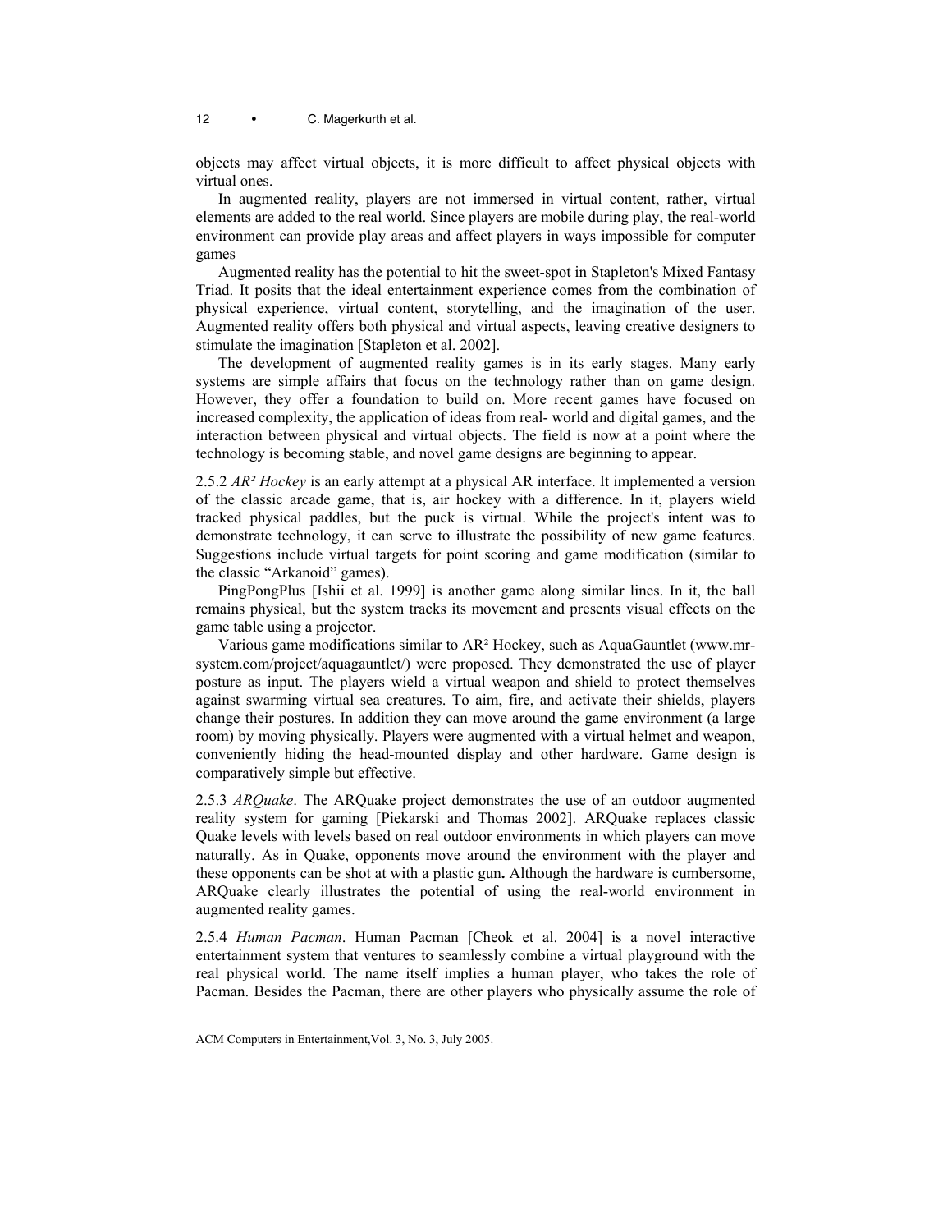objects may affect virtual objects, it is more difficult to affect physical objects with virtual ones.

In augmented reality, players are not immersed in virtual content, rather, virtual elements are added to the real world. Since players are mobile during play, the real-world environment can provide play areas and affect players in ways impossible for computer games

Augmented reality has the potential to hit the sweet-spot in Stapleton's Mixed Fantasy Triad. It posits that the ideal entertainment experience comes from the combination of physical experience, virtual content, storytelling, and the imagination of the user. Augmented reality offers both physical and virtual aspects, leaving creative designers to stimulate the imagination [Stapleton et al. 2002].

The development of augmented reality games is in its early stages. Many early systems are simple affairs that focus on the technology rather than on game design. However, they offer a foundation to build on. More recent games have focused on increased complexity, the application of ideas from real- world and digital games, and the interaction between physical and virtual objects. The field is now at a point where the technology is becoming stable, and novel game designs are beginning to appear.

2.5.2 *AR² Hockey* is an early attempt at a physical AR interface. It implemented a version of the classic arcade game, that is, air hockey with a difference. In it, players wield tracked physical paddles, but the puck is virtual. While the project's intent was to demonstrate technology, it can serve to illustrate the possibility of new game features. Suggestions include virtual targets for point scoring and game modification (similar to the classic "Arkanoid" games).

PingPongPlus [Ishii et al. 1999] is another game along similar lines. In it, the ball remains physical, but the system tracks its movement and presents visual effects on the game table using a projector.

Various game modifications similar to AR² Hockey, such as AquaGauntlet (www.mr-system.com/project/aquagauntlet/) were proposed. They demonstrated the use of player posture as input. The players wield a virtual weapon and shield to protect themselves against swarming virtual sea creatures. To aim, fire, and activate their shields, players change their postures. In addition they can move around the game environment (a large room) by moving physically. Players were augmented with a virtual helmet and weapon, conveniently hiding the head-mounted display and other hardware. Game design is comparatively simple but effective.

2.5.3 *ARQuake*. The ARQuake project demonstrates the use of an outdoor augmented reality system for gaming [Piekarski and Thomas 2002]. ARQuake replaces classic Quake levels with levels based on real outdoor environments in which players can move naturally. As in Quake, opponents move around the environment with the player and these opponents can be shot at with a plastic gun**.** Although the hardware is cumbersome, ARQuake clearly illustrates the potential of using the real-world environment in augmented reality games.

2.5.4 *Human Pacman*. Human Pacman [Cheok et al. 2004] is a novel interactive entertainment system that ventures to seamlessly combine a virtual playground with the real physical world. The name itself implies a human player, who takes the role of Pacman. Besides the Pacman, there are other players who physically assume the role of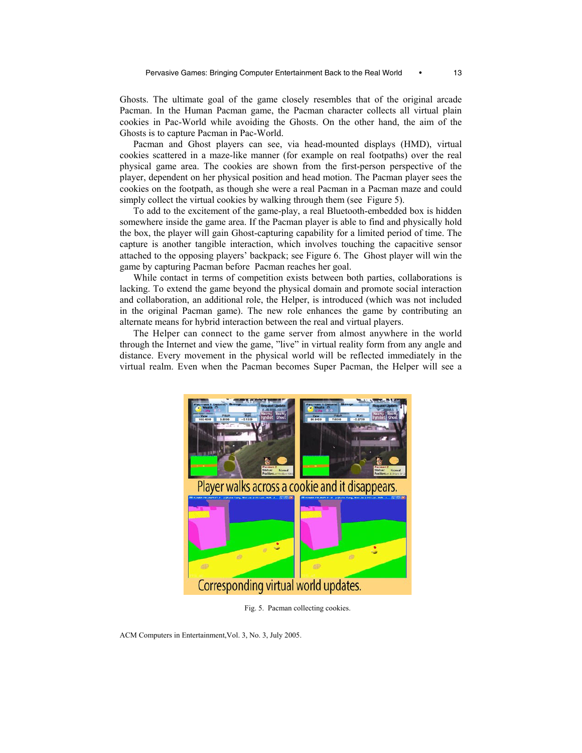Ghosts. The ultimate goal of the game closely resembles that of the original arcade Pacman. In the Human Pacman game, the Pacman character collects all virtual plain cookies in Pac-World while avoiding the Ghosts. On the other hand, the aim of the Ghosts is to capture Pacman in Pac-World.

Pacman and Ghost players can see, via head-mounted displays (HMD), virtual cookies scattered in a maze-like manner (for example on real footpaths) over the real physical game area. The cookies are shown from the first-person perspective of the player, dependent on her physical position and head motion. The Pacman player sees the cookies on the footpath, as though she were a real Pacman in a Pacman maze and could simply collect the virtual cookies by walking through them (see Figure 5).

To add to the excitement of the game-play, a real Bluetooth-embedded box is hidden somewhere inside the game area. If the Pacman player is able to find and physically hold the box, the player will gain Ghost-capturing capability for a limited period of time. The capture is another tangible interaction, which involves touching the capacitive sensor attached to the opposing players' backpack; see Figure 6. The Ghost player will win the game by capturing Pacman before Pacman reaches her goal.

While contact in terms of competition exists between both parties, collaborations is lacking. To extend the game beyond the physical domain and promote social interaction and collaboration, an additional role, the Helper, is introduced (which was not included in the original Pacman game). The new role enhances the game by contributing an alternate means for hybrid interaction between the real and virtual players.

The Helper can connect to the game server from almost anywhere in the world through the Internet and view the game, "live" in virtual reality form from any angle and distance. Every movement in the physical world will be reflected immediately in the virtual realm. Even when the Pacman becomes Super Pacman, the Helper will see a

Player walks across a cookie and it disappears.

Corresponding virtual world updates.

Fig. 5. Pacman collecting cookies.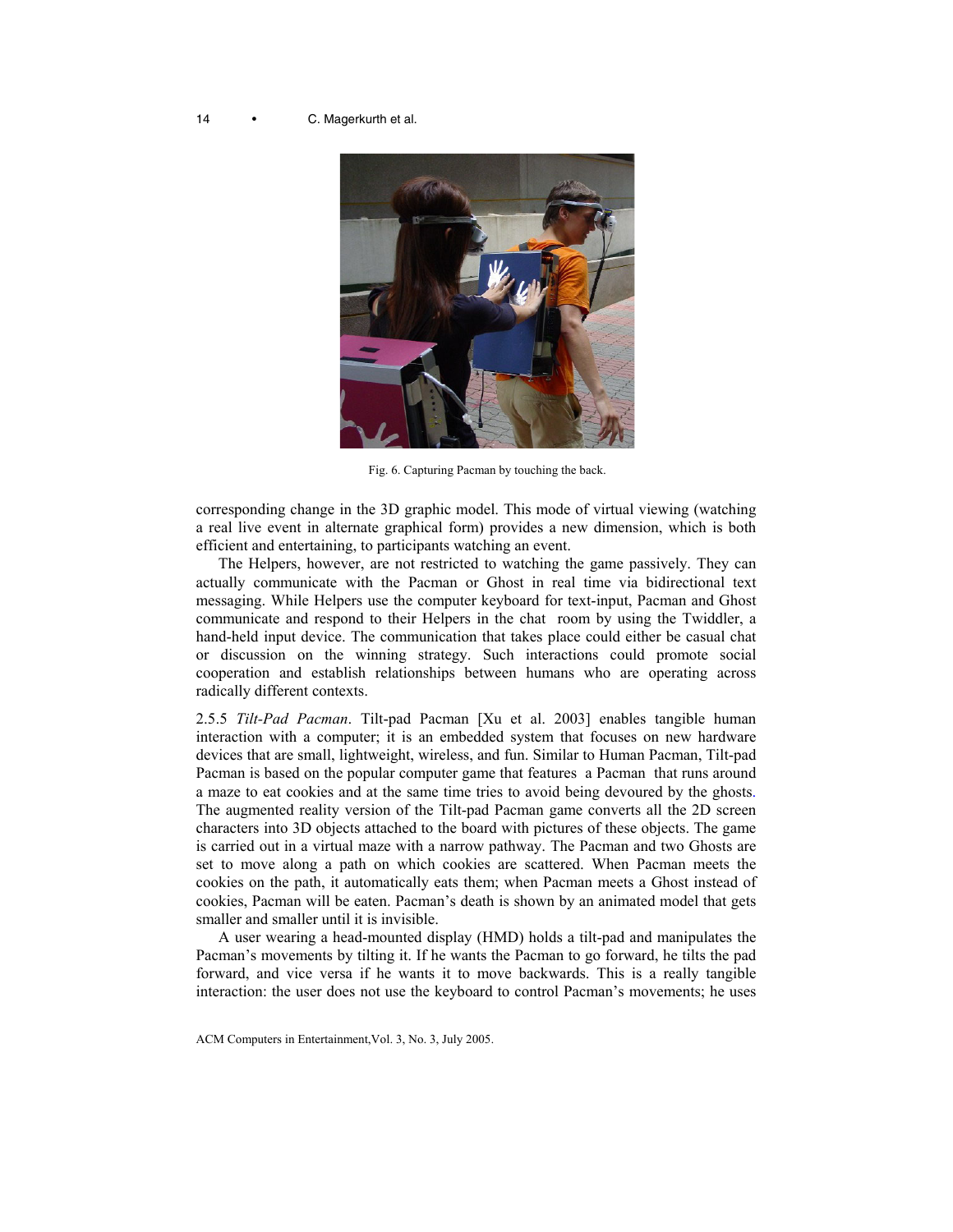Fig. 6. Capturing Pacman by touching the back.

corresponding change in the 3D graphic model. This mode of virtual viewing (watching a real live event in alternate graphical form) provides a new dimension, which is both efficient and entertaining, to participants watching an event.

The Helpers, however, are not restricted to watching the game passively. They can actually communicate with the Pacman or Ghost in real time via bidirectional text messaging. While Helpers use the computer keyboard for text-input, Pacman and Ghost communicate and respond to their Helpers in the chat room by using the Twiddler, a hand-held input device. The communication that takes place could either be casual chat or discussion on the winning strategy. Such interactions could promote social cooperation and establish relationships between humans who are operating across radically different contexts.

2.5.5 *Tilt-Pad Pacman*. Tilt-pad Pacman [Xu et al. 2003] enables tangible human interaction with a computer; it is an embedded system that focuses on new hardware devices that are small, lightweight, wireless, and fun. Similar to Human Pacman, Tilt-pad Pacman is based on the popular computer game that features a Pacman that runs around a maze to eat cookies and at the same time tries to avoid being devoured by the ghosts. The augmented reality version of the Tilt-pad Pacman game converts all the 2D screen characters into 3D objects attached to the board with pictures of these objects. The game is carried out in a virtual maze with a narrow pathway. The Pacman and two Ghosts are set to move along a path on which cookies are scattered. When Pacman meets the cookies on the path, it automatically eats them; when Pacman meets a Ghost instead of cookies, Pacman will be eaten. Pacman's death is shown by an animated model that gets smaller and smaller until it is invisible.

A user wearing a head-mounted display (HMD) holds a tilt-pad and manipulates the Pacman's movements by tilting it. If he wants the Pacman to go forward, he tilts the pad forward, and vice versa if he wants it to move backwards. This is a really tangible interaction: the user does not use the keyboard to control Pacman's movements; he uses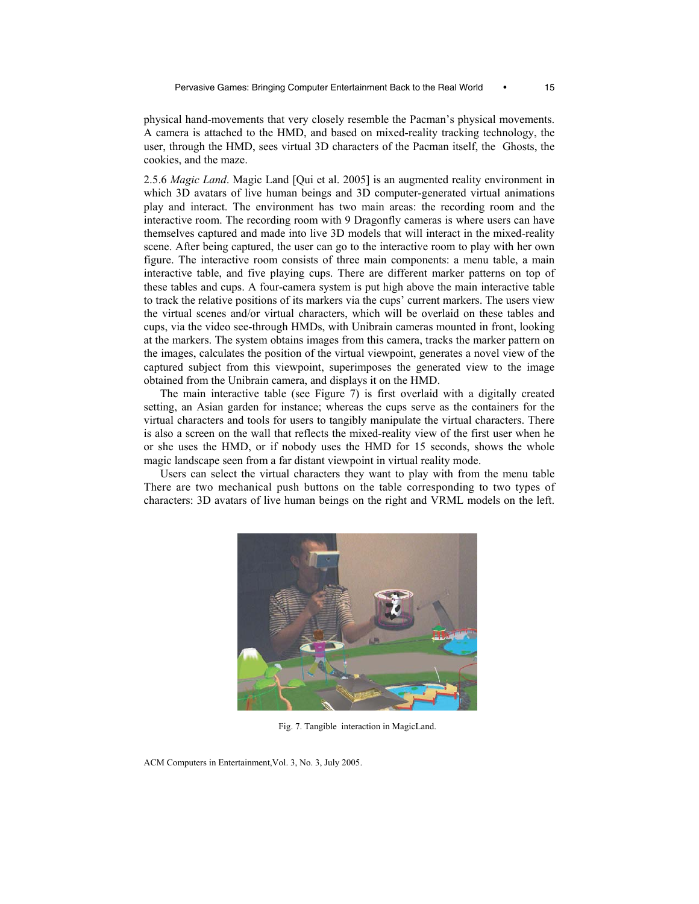physical hand-movements that very closely resemble the Pacman's physical movements. A camera is attached to the HMD, and based on mixed-reality tracking technology, the user, through the HMD, sees virtual 3D characters of the Pacman itself, the Ghosts, the cookies, and the maze.

2.5.6 *Magic Land*. Magic Land [Qui et al. 2005] is an augmented reality environment in which 3D avatars of live human beings and 3D computer-generated virtual animations play and interact. The environment has two main areas: the recording room and the interactive room. The recording room with 9 Dragonfly cameras is where users can have themselves captured and made into live 3D models that will interact in the mixed-reality scene. After being captured, the user can go to the interactive room to play with her own figure. The interactive room consists of three main components: a menu table, a main interactive table, and five playing cups. There are different marker patterns on top of these tables and cups. A four-camera system is put high above the main interactive table to track the relative positions of its markers via the cups' current markers. The users view the virtual scenes and/or virtual characters, which will be overlaid on these tables and cups, via the video see-through HMDs, with Unibrain cameras mounted in front, looking at the markers. The system obtains images from this camera, tracks the marker pattern on the images, calculates the position of the virtual viewpoint, generates a novel view of the captured subject from this viewpoint, superimposes the generated view to the image obtained from the Unibrain camera, and displays it on the HMD.

The main interactive table (see Figure 7) is first overlaid with a digitally created setting, an Asian garden for instance; whereas the cups serve as the containers for the virtual characters and tools for users to tangibly manipulate the virtual characters. There is also a screen on the wall that reflects the mixed-reality view of the first user when he or she uses the HMD, or if nobody uses the HMD for 15 seconds, shows the whole magic landscape seen from a far distant viewpoint in virtual reality mode.

Users can select the virtual characters they want to play with from the menu table There are two mechanical push buttons on the table corresponding to two types of characters: 3D avatars of live human beings on the right and VRML models on the left.

Fig. 7. Tangible interaction in MagicLand.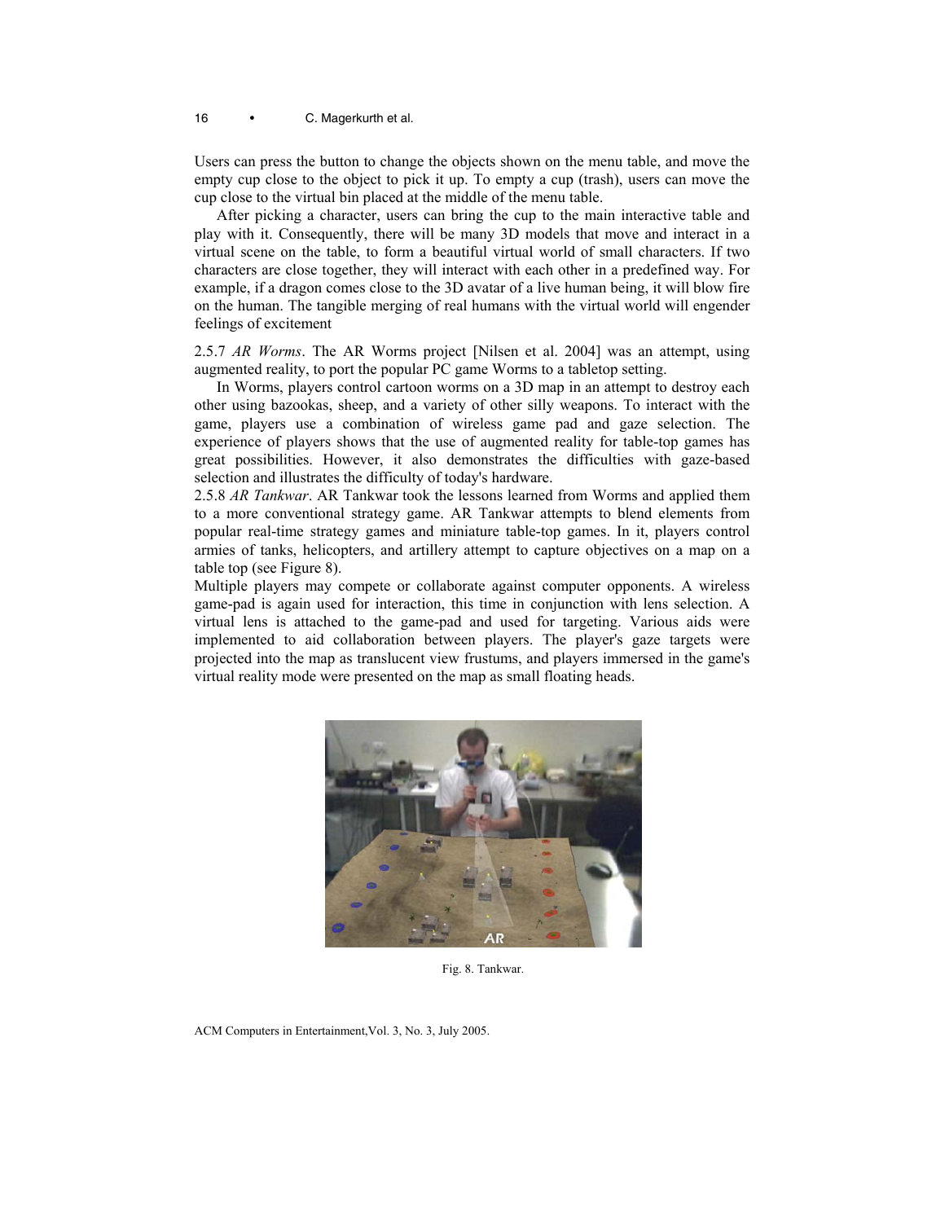Users can press the button to change the objects shown on the menu table, and move the empty cup close to the object to pick it up. To empty a cup (trash), users can move the cup close to the virtual bin placed at the middle of the menu table.

After picking a character, users can bring the cup to the main interactive table and play with it. Consequently, there will be many 3D models that move and interact in a virtual scene on the table, to form a beautiful virtual world of small characters. If two characters are close together, they will interact with each other in a predefined way. For example, if a dragon comes close to the 3D avatar of a live human being, it will blow fire on the human. The tangible merging of real humans with the virtual world will engender feelings of excitement

2.5.7 *AR Worms*. The AR Worms project [Nilsen et al. 2004] was an attempt, using augmented reality, to port the popular PC game Worms to a tabletop setting.

In Worms, players control cartoon worms on a 3D map in an attempt to destroy each other using bazookas, sheep, and a variety of other silly weapons. To interact with the game, players use a combination of wireless game pad and gaze selection. The experience of players shows that the use of augmented reality for table-top games has great possibilities. However, it also demonstrates the difficulties with gaze-based selection and illustrates the difficulty of today's hardware.

2.5.8 *AR Tankwar*. AR Tankwar took the lessons learned from Worms and applied them to a more conventional strategy game. AR Tankwar attempts to blend elements from popular real-time strategy games and miniature table-top games. In it, players control armies of tanks, helicopters, and artillery attempt to capture objectives on a map on a table top (see Figure 8).

Multiple players may compete or collaborate against computer opponents. A wireless game-pad is again used for interaction, this time in conjunction with lens selection. A virtual lens is attached to the game-pad and used for targeting. Various aids were implemented to aid collaboration between players. The player's gaze targets were projected into the map as translucent view frustums, and players immersed in the game's virtual reality mode were presented on the map as small floating heads.

Fig. 8. Tankwar.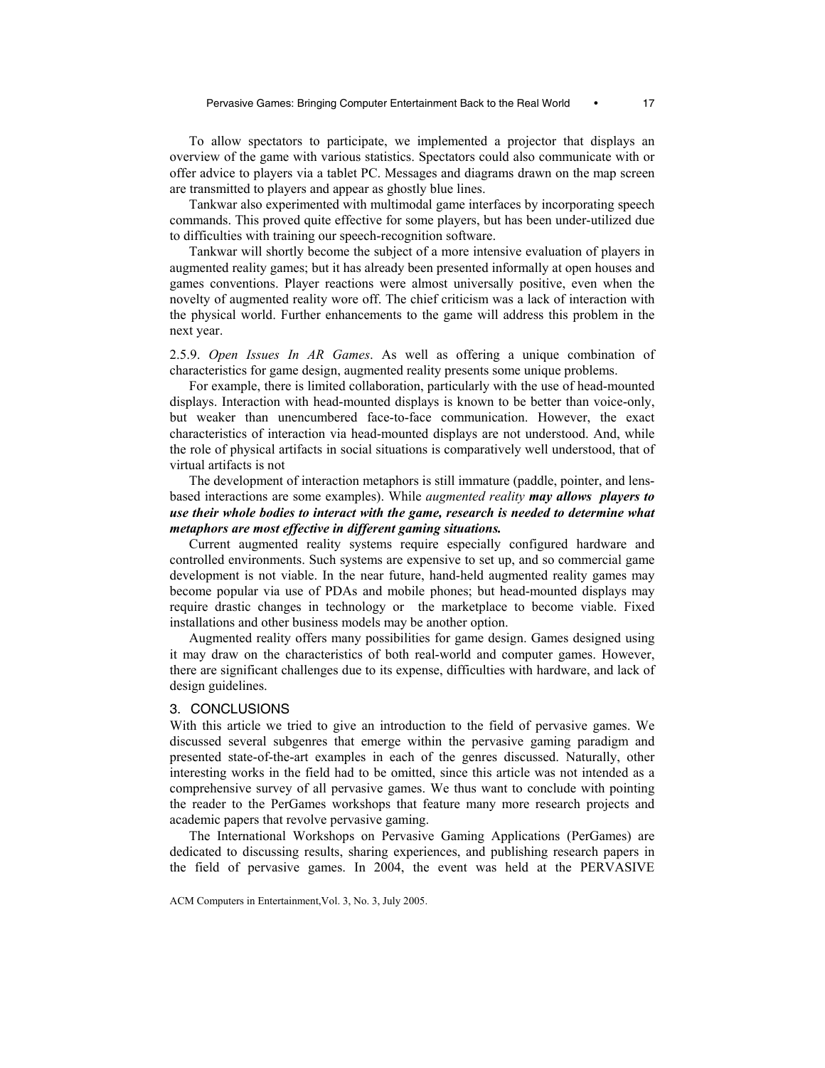To allow spectators to participate, we implemented a projector that displays an overview of the game with various statistics. Spectators could also communicate with or offer advice to players via a tablet PC. Messages and diagrams drawn on the map screen are transmitted to players and appear as ghostly blue lines.

Tankwar also experimented with multimodal game interfaces by incorporating speech commands. This proved quite effective for some players, but has been under-utilized due to difficulties with training our speech-recognition software.

Tankwar will shortly become the subject of a more intensive evaluation of players in augmented reality games; but it has already been presented informally at open houses and games conventions. Player reactions were almost universally positive, even when the novelty of augmented reality wore off. The chief criticism was a lack of interaction with the physical world. Further enhancements to the game will address this problem in the next year.

2.5.9. *Open Issues In AR Games*. As well as offering a unique combination of characteristics for game design, augmented reality presents some unique problems.

For example, there is limited collaboration, particularly with the use of head-mounted displays. Interaction with head-mounted displays is known to be better than voice-only, but weaker than unencumbered face-to-face communication. However, the exact characteristics of interaction via head-mounted displays are not understood. And, while the role of physical artifacts in social situations is comparatively well understood, that of virtual artifacts is not

The development of interaction metaphors is still immature (paddle, pointer, and lens-based interactions are some examples). While *augmented reality* ***may allows players to use their whole bodies to interact with the game, research is needed to determine what metaphors are most effective in different gaming situations.***

Current augmented reality systems require especially configured hardware and controlled environments. Such systems are expensive to set up, and so commercial game development is not viable. In the near future, hand-held augmented reality games may become popular via use of PDAs and mobile phones; but head-mounted displays may require drastic changes in technology or the marketplace to become viable. Fixed installations and other business models may be another option.

Augmented reality offers many possibilities for game design. Games designed using it may draw on the characteristics of both real-world and computer games. However, there are significant challenges due to its expense, difficulties with hardware, and lack of design guidelines.

## 3. CONCLUSIONS

With this article we tried to give an introduction to the field of pervasive games. We discussed several subgenres that emerge within the pervasive gaming paradigm and presented state-of-the-art examples in each of the genres discussed. Naturally, other interesting works in the field had to be omitted, since this article was not intended as a comprehensive survey of all pervasive games. We thus want to conclude with pointing the reader to the PerGames workshops that feature many more research projects and academic papers that revolve pervasive gaming.

The International Workshops on Pervasive Gaming Applications (PerGames) are dedicated to discussing results, sharing experiences, and publishing research papers in the field of pervasive games. In 2004, the event was held at the PERVASIVE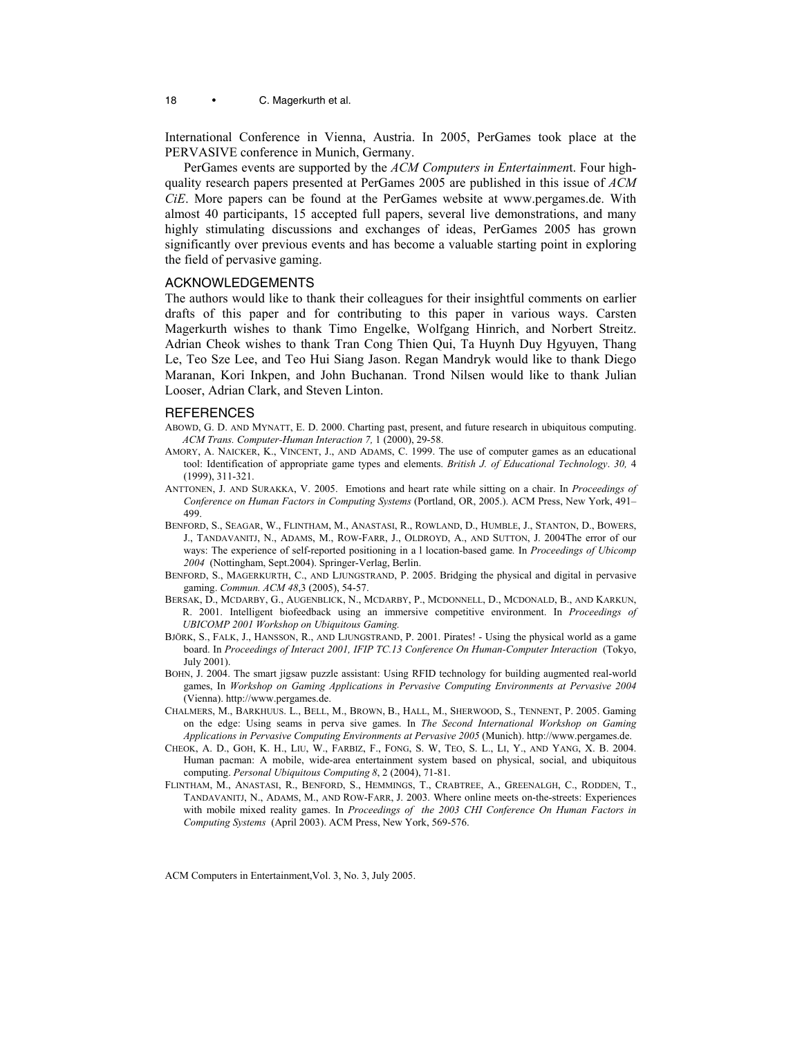International Conference in Vienna, Austria. In 2005, PerGames took place at the PERVASIVE conference in Munich, Germany.

PerGames events are supported by the *ACM Computers in Entertainmen*t. Four high-quality research papers presented at PerGames 2005 are published in this issue of *ACM CiE*. More papers can be found at the PerGames website at www.pergames.de. With almost 40 participants, 15 accepted full papers, several live demonstrations, and many highly stimulating discussions and exchanges of ideas, PerGames 2005 has grown significantly over previous events and has become a valuable starting point in exploring the field of pervasive gaming.

## ACKNOWLEDGEMENTS

The authors would like to thank their colleagues for their insightful comments on earlier drafts of this paper and for contributing to this paper in various ways. Carsten Magerkurth wishes to thank Timo Engelke, Wolfgang Hinrich, and Norbert Streitz. Adrian Cheok wishes to thank Tran Cong Thien Qui, Ta Huynh Duy Hgyuyen, Thang Le, Teo Sze Lee, and Teo Hui Siang Jason. Regan Mandryk would like to thank Diego Maranan, Kori Inkpen, and John Buchanan. Trond Nilsen would like to thank Julian Looser, Adrian Clark, and Steven Linton.

## REFERENCES

ABOWD, G. D. AND MYNATT, E. D. 2000. Charting past, present, and future research in ubiquitous computing. *ACM Trans. Computer-Human Interaction 7,* 1 (2000), 29-58.

AMORY, A. NAICKER, K., VINCENT, J., AND ADAMS, C. 1999. The use of computer games as an educational tool: Identification of appropriate game types and elements. *British J. of Educational Technology*. *30,* 4 (1999), 311-321.

ANTTONEN, J. AND SURAKKA, V. 2005. Emotions and heart rate while sitting on a chair. In *Proceedings of Conference on Human Factors in Computing Systems* (Portland, OR, 2005.). ACM Press, New York, 491–499.

BENFORD, S., SEAGAR, W., FLINTHAM, M., ANASTASI, R., ROWLAND, D., HUMBLE, J., STANTON, D., BOWERS, J., TANDAVANITJ, N., ADAMS, M., ROW-FARR, J., OLDROYD, A., AND SUTTON, J. 2004The error of our ways: The experience of self-reported positioning in a l location-based game*.* In *Proceedings of Ubicomp 2004* (Nottingham, Sept.2004). Springer-Verlag, Berlin.

BENFORD, S., MAGERKURTH, C., AND LJUNGSTRAND, P. 2005. Bridging the physical and digital in pervasive gaming. *Commun. ACM 48*,3 (2005), 54-57.

BERSAK, D., MCDARBY, G., AUGENBLICK, N., MCDARBY, P., MCDONNELL, D., MCDONALD, B., AND KARKUN, R. 2001. Intelligent biofeedback using an immersive competitive environment. In *Proceedings of UBICOMP 2001 Workshop on Ubiquitous Gaming.*

BJÖRK, S., FALK, J., HANSSON, R., AND LJUNGSTRAND, P. 2001. Pirates! - Using the physical world as a game board. In *Proceedings of Interact 2001, IFIP TC.13 Conference On Human-Computer Interaction* (Tokyo, July 2001).

BOHN, J. 2004. The smart jigsaw puzzle assistant: Using RFID technology for building augmented real-world games, In *Workshop on Gaming Applications in Pervasive Computing Environments at Pervasive 2004* (Vienna). http://www.pergames.de.

CHALMERS, M., BARKHUUS. L., BELL, M., BROWN, B., HALL, M., SHERWOOD, S., TENNENT, P. 2005. Gaming on the edge: Using seams in perva sive games. In *The Second International Workshop on Gaming Applications in Pervasive Computing Environments at Pervasive 2005* (Munich). http://www.pergames.de.

CHEOK, A. D., GOH, K. H., LIU, W., FARBIZ, F., FONG, S. W, TEO, S. L., LI, Y., AND YANG, X. B. 2004. Human pacman: A mobile, wide-area entertainment system based on physical, social, and ubiquitous computing. *Personal Ubiquitous Computing 8*, 2 (2004), 71-81.

FLINTHAM, M., ANASTASI, R., BENFORD, S., HEMMINGS, T., CRABTREE, A., GREENALGH, C., RODDEN, T., TANDAVANITJ, N., ADAMS, M., AND ROW-FARR, J. 2003. Where online meets on-the-streets: Experiences with mobile mixed reality games. In *Proceedings of the 2003 CHI Conference On Human Factors in Computing Systems* (April 2003). ACM Press, New York, 569-576.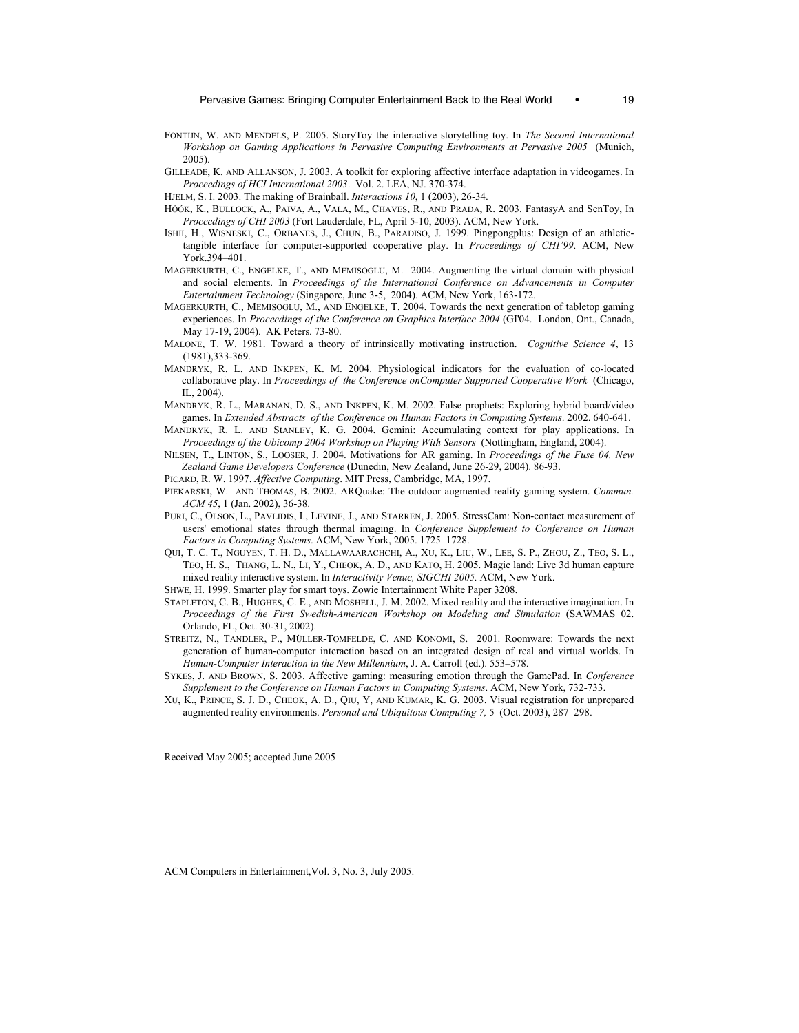FONTIJN, W. AND MENDELS, P. 2005. StoryToy the interactive storytelling toy. In *The Second International Workshop on Gaming Applications in Pervasive Computing Environments at Pervasive 2005* (Munich, 2005).

GILLEADE, K. AND ALLANSON, J. 2003. A toolkit for exploring affective interface adaptation in videogames. In *Proceedings of HCI International 2003*. Vol. 2. LEA, NJ. 370-374.

HJELM, S. I. 2003. The making of Brainball. *Interactions 10*, 1 (2003), 26-34.

HÖÖK, K., BULLOCK, A., PAIVA, A., VALA, M., CHAVES, R., AND PRADA, R. 2003. FantasyA and SenToy, In *Proceedings of CHI 2003* (Fort Lauderdale, FL, April 5-10, 2003). ACM, New York.

ISHII, H., WISNESKI, C., ORBANES, J., CHUN, B., PARADISO, J. 1999. Pingpongplus: Design of an athletic-tangible interface for computer-supported cooperative play. In *Proceedings of CHI'99*. ACM, New York.394–401.

MAGERKURTH, C., ENGELKE, T., AND MEMISOGLU, M. 2004. Augmenting the virtual domain with physical and social elements. In *Proceedings of the International Conference on Advancements in Computer Entertainment Technology* (Singapore, June 3-5, 2004). ACM, New York, 163-172.

MAGERKURTH, C., MEMISOGLU, M., AND ENGELKE, T. 2004. Towards the next generation of tabletop gaming experiences. In *Proceedings of the Conference on Graphics Interface 2004* (GI'04. London, Ont., Canada, May 17-19, 2004). AK Peters. 73-80.

MALONE, T. W. 1981. Toward a theory of intrinsically motivating instruction. *Cognitive Science 4*, 13 (1981),333-369.

MANDRYK, R. L. AND INKPEN, K. M. 2004. Physiological indicators for the evaluation of co-located collaborative play. In *Proceedings of the Conference onComputer Supported Cooperative Work* (Chicago, IL, 2004).

MANDRYK, R. L., MARANAN, D. S., AND INKPEN, K. M. 2002. False prophets: Exploring hybrid board/video games. In *Extended Abstracts of the Conference on Human Factors in Computing Systems*. 2002. 640-641.

MANDRYK, R. L. AND STANLEY, K. G. 2004. Gemini: Accumulating context for play applications. In *Proceedings of the Ubicomp 2004 Workshop on Playing With Sensors* (Nottingham, England, 2004).

NILSEN, T., LINTON, S., LOOSER, J. 2004. Motivations for AR gaming. In *Proceedings of the Fuse 04, New Zealand Game Developers Conference* (Dunedin, New Zealand, June 26-29, 2004). 86-93.

PICARD, R. W. 1997. *Affective Computing*. MIT Press, Cambridge, MA, 1997.

PIEKARSKI, W. AND THOMAS, B. 2002. ARQuake: The outdoor augmented reality gaming system. *Commun. ACM 45*, 1 (Jan. 2002), 36-38.

PURI, C., OLSON, L., PAVLIDIS, I., LEVINE, J., AND STARREN, J. 2005. StressCam: Non-contact measurement of users' emotional states through thermal imaging. In *Conference Supplement to Conference on Human Factors in Computing Systems*. ACM, New York, 2005. 1725–1728.

QUI, T. C. T., NGUYEN, T. H. D., MALLAWAARACHCHI, A., XU, K., LIU, W., LEE, S. P., ZHOU, Z., TEO, S. L., TEO, H. S., THANG, L. N., LI, Y., CHEOK, A. D., AND KATO, H. 2005. Magic land: Live 3d human capture mixed reality interactive system. In *Interactivity Venue, SIGCHI 2005.* ACM, New York.

SHWE, H. 1999. Smarter play for smart toys. Zowie Intertainment White Paper 3208.

STAPLETON, C. B., HUGHES, C. E., AND MOSHELL, J. M. 2002. Mixed reality and the interactive imagination. In *Proceedings of the First Swedish-American Workshop on Modeling and Simulation* (SAWMAS 02. Orlando, FL, Oct. 30-31, 2002).

STREITZ, N., TANDLER, P., MÜLLER-TOMFELDE, C. AND KONOMI, S. 2001. Roomware: Towards the next generation of human-computer interaction based on an integrated design of real and virtual worlds. In *Human-Computer Interaction in the New Millennium*, J. A. Carroll (ed.). 553–578.

SYKES, J. AND BROWN, S. 2003. Affective gaming: measuring emotion through the GamePad. In *Conference Supplement to the Conference on Human Factors in Computing Systems*. ACM, New York, 732-733.

XU, K., PRINCE, S. J. D., CHEOK, A. D., QIU, Y, AND KUMAR, K. G. 2003. Visual registration for unprepared augmented reality environments. *Personal and Ubiquitous Computing 7,* 5 (Oct. 2003), 287–298.

Received May 2005; accepted June 2005